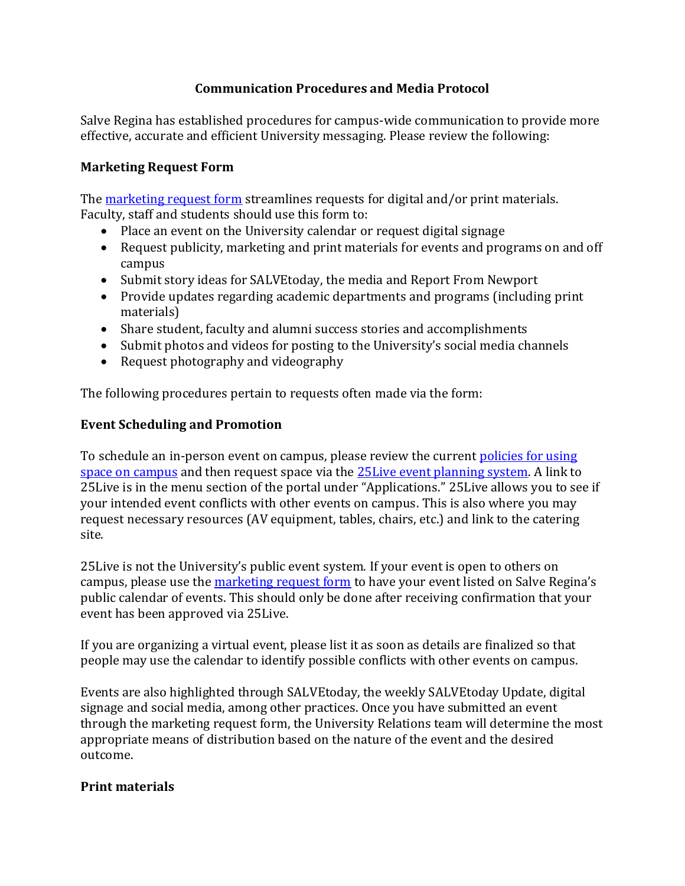# Communication Procedures and Media Protocol

Salve Regina has established procedures for campus-wide communication to provide more effective, accurate and efficient University messaging. Please review the following:

## Marketing Request Form

The marketing request form streamlines requests for digital and/or print materials. Faculty, staff and students should use this form to:

- Place an event on the University calendar or request digital signage
- Request publicity, marketing and print materials for events and programs on and off campus
- Submit story ideas for SALVEtoday, the media and Report From Newport
- Provide updates regarding academic departments and programs (including print materials)
- Share student, faculty and alumni success stories and accomplishments
- Submit photos and videos for posting to the University's social media channels
- Request photography and videography

The following procedures pertain to requests often made via the form:

## Event Scheduling and Promotion

To schedule an in-person event on campus, please review the current policies for using space on campus and then request space via the 25Live event planning system. A link to 25Live is in the menu section of the portal under "Applications." 25Live allows you to see if your intended event conflicts with other events on campus. This is also where you may request necessary resources (AV equipment, tables, chairs, etc.) and link to the catering site.

25Live is not the University's public event system. If your event is open to others on campus, please use the marketing request form to have your event listed on Salve Regina's public calendar of events. This should only be done after receiving confirmation that your event has been approved via 25Live.

If you are organizing a virtual event, please list it as soon as details are finalized so that people may use the calendar to identify possible conflicts with other events on campus.

Events are also highlighted through SALVEtoday, the weekly SALVEtoday Update, digital signage and social media, among other practices. Once you have submitted an event through the marketing request form, the University Relations team will determine the most appropriate means of distribution based on the nature of the event and the desired outcome.

## Print materials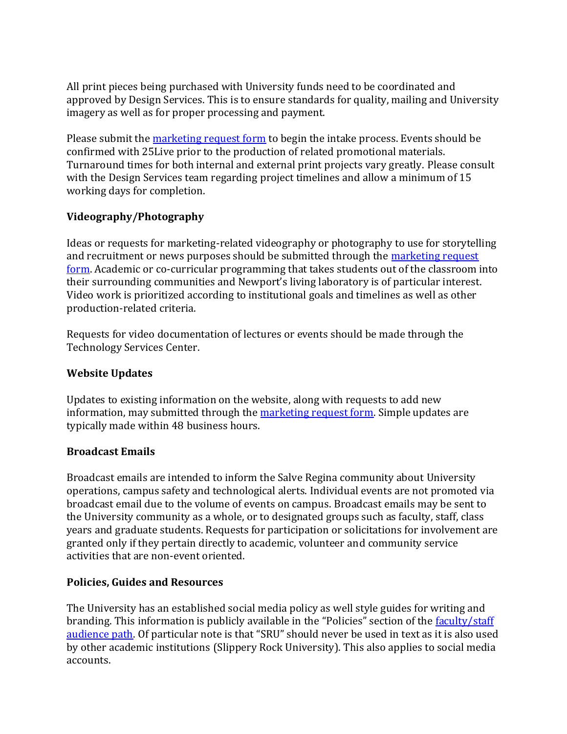All print pieces being purchased with University funds need to be coordinated and approved by Design Services. This is to ensure standards for quality, mailing and University imagery as well as for proper processing and payment.

Please submit the [marketing request form] to begin the intake process. Events should be confirmed with 25Live prior to the production of related promotional materials. Turnaround times for both internal and external print projects vary greatly. Please consult with the Design Services team regarding project timelines and allow a minimum of 15 working days for completion.

**Videography/Photography**

Ideas or requests for marketing-related videography or photography to use for storytelling and recruitment or news purposes should be submitted through the [marketing request form]. Academic or co-curricular programming that takes students out of the classroom into their surrounding communities and Newport's living laboratory is of particular interest. Video work is prioritized according to institutional goals and timelines as well as other production-related criteria.

Requests for video documentation of lectures or events should be made through the Technology Services Center.

**Website Updates**

Updates to existing information on the website, along with requests to add new information, may submitted through the [marketing request form]. Simple updates are typically made within 48 business hours.

**Broadcast Emails**

Broadcast emails are intended to inform the Salve Regina community about University operations, campus safety and technological alerts. Individual events are not promoted via broadcast email due to the volume of events on campus. Broadcast emails may be sent to the University community as a whole, or to designated groups such as faculty, staff, class years and graduate students. Requests for participation or solicitations for involvement are granted only if they pertain directly to academic, volunteer and community service activities that are non-event oriented.

**Policies, Guides and Resources**

The University has an established social media policy as well style guides for writing and branding. This information is publicly available in the "Policies" section of the [faculty/staff audience path]. Of particular note is that "SRU" should never be used in text as it is also used by other academic institutions (Slippery Rock University). This also applies to social media accounts.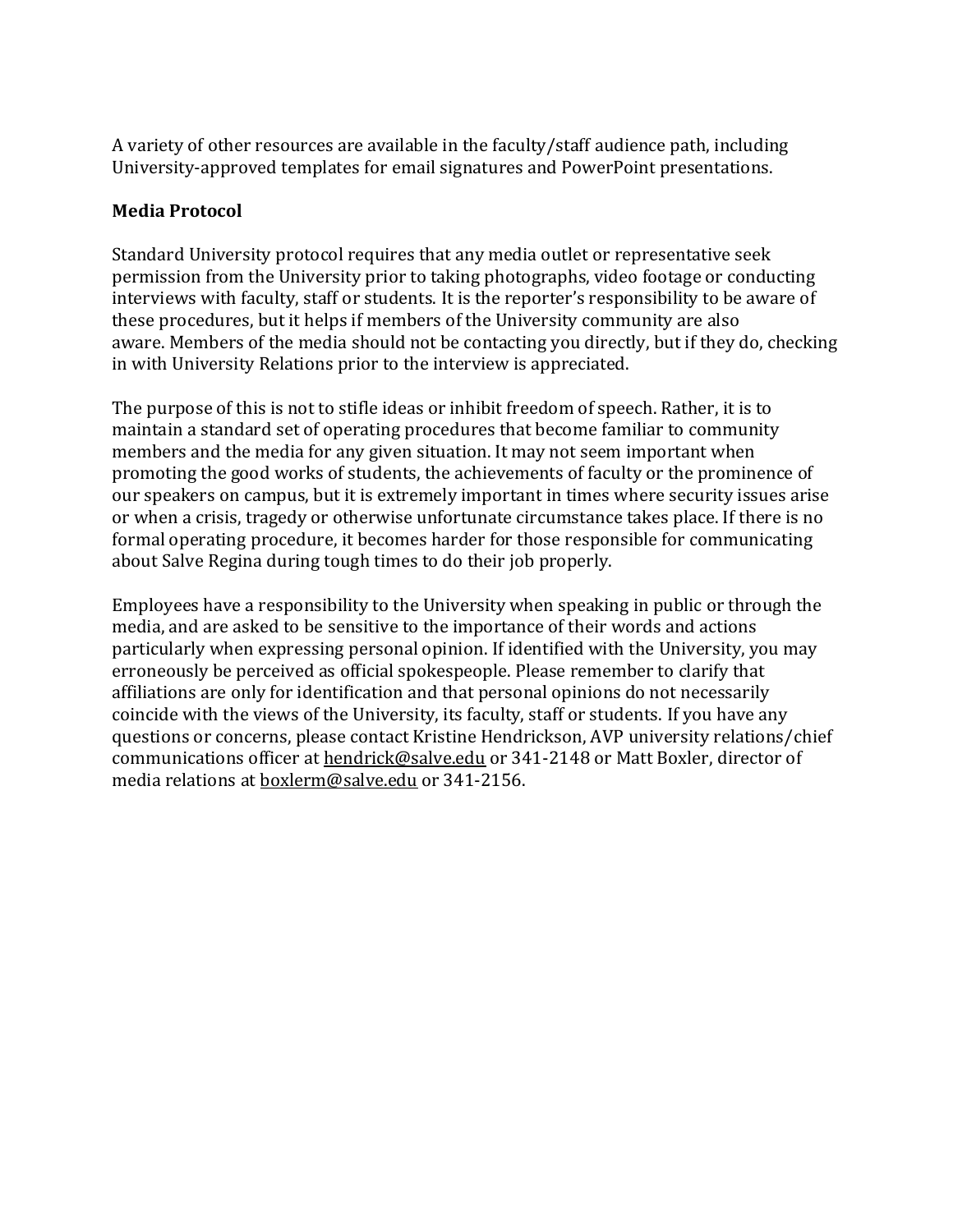A variety of other resources are available in the faculty/staff audience path, including University-approved templates for email signatures and PowerPoint presentations.

**Media Protocol**

Standard University protocol requires that any media outlet or representative seek permission from the University prior to taking photographs, video footage or conducting interviews with faculty, staff or students. It is the reporter's responsibility to be aware of these procedures, but it helps if members of the University community are also aware. Members of the media should not be contacting you directly, but if they do, checking in with University Relations prior to the interview is appreciated.

The purpose of this is not to stifle ideas or inhibit freedom of speech. Rather, it is to maintain a standard set of operating procedures that become familiar to community members and the media for any given situation. It may not seem important when promoting the good works of students, the achievements of faculty or the prominence of our speakers on campus, but it is extremely important in times where security issues arise or when a crisis, tragedy or otherwise unfortunate circumstance takes place. If there is no formal operating procedure, it becomes harder for those responsible for communicating about Salve Regina during tough times to do their job properly.

Employees have a responsibility to the University when speaking in public or through the media, and are asked to be sensitive to the importance of their words and actions particularly when expressing personal opinion. If identified with the University, you may erroneously be perceived as official spokespeople. Please remember to clarify that affiliations are only for identification and that personal opinions do not necessarily coincide with the views of the University, its faculty, staff or students. If you have any questions or concerns, please contact Kristine Hendrickson, AVP university relations/chief communications officer at hendrick@salve.edu or 341-2148 or Matt Boxler, director of media relations at boxlerm@salve.edu or 341-2156.